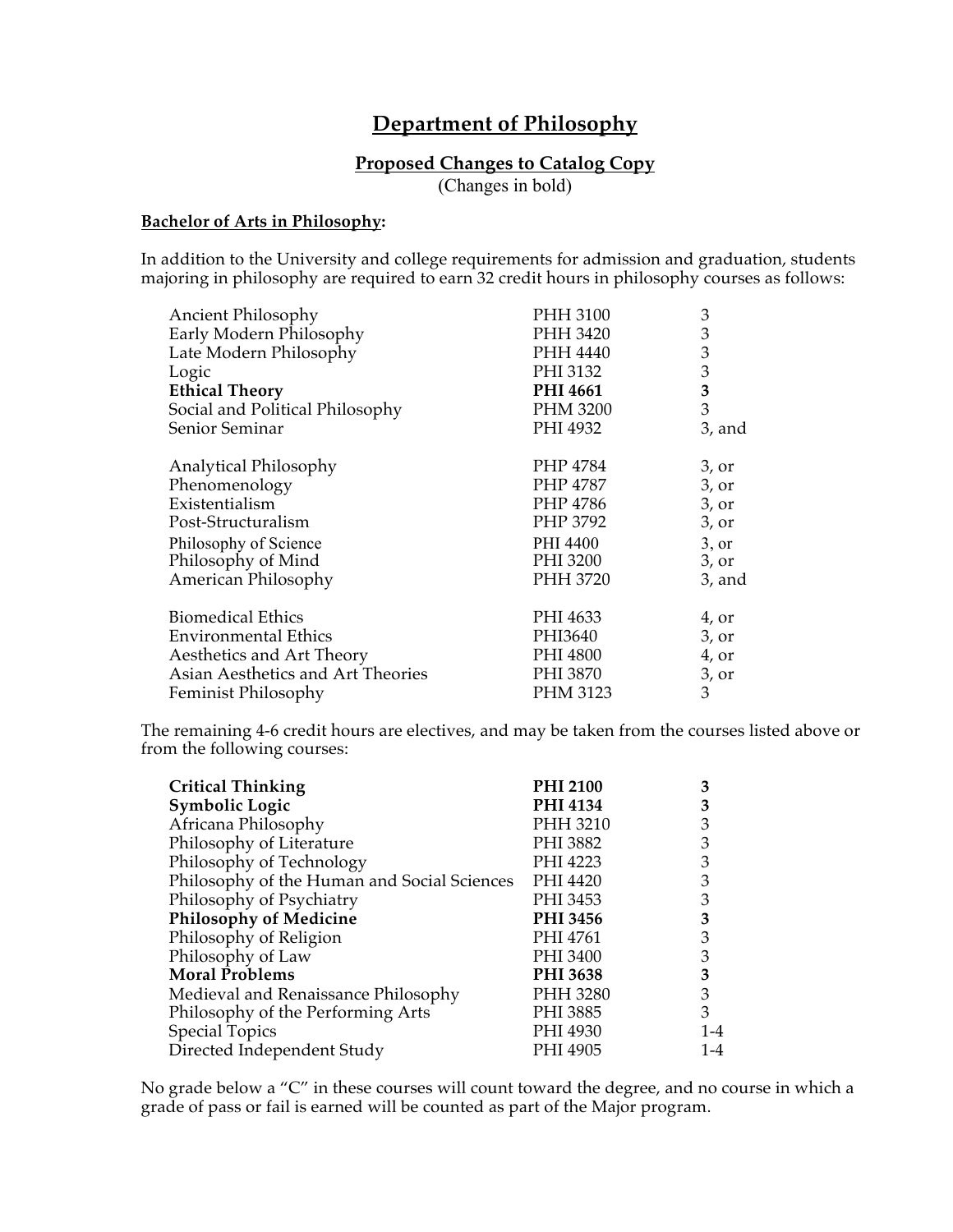# Department of Philosophy

## Proposed Changes to Catalog Copy

(Changes in bold)

### Bachelor of Arts in Philosophy:

In addition to the University and college requirements for admission and graduation, students majoring in philosophy are required to earn 32 credit hours in philosophy courses as follows:

| | | |
|---|---|---|
| Ancient Philosophy | PHH 3100 | 3 |
| Early Modern Philosophy | PHH 3420 | 3 |
| Late Modern Philosophy | PHH 4440 | 3 |
| Logic | PHI 3132 | 3 |
| **Ethical Theory** | **PHI 4661** | **3** |
| Social and Political Philosophy | PHM 3200 | 3 |
| Senior Seminar | PHI 4932 | 3, and |
| | | |
| Analytical Philosophy | PHP 4784 | 3, or |
| Phenomenology | PHP 4787 | 3, or |
| Existentialism | PHP 4786 | 3, or |
| Post-Structuralism | PHP 3792 | 3, or |
| Philosophy of Science | PHI 4400 | 3, or |
| Philosophy of Mind | PHI 3200 | 3, or |
| American Philosophy | PHH 3720 | 3, and |
| | | |
| Biomedical Ethics | PHI 4633 | 4, or |
| Environmental Ethics | PHI3640 | 3, or |
| Aesthetics and Art Theory | PHI 4800 | 4, or |
| Asian Aesthetics and Art Theories | PHI 3870 | 3, or |
| Feminist Philosophy | PHM 3123 | 3 |

The remaining 4-6 credit hours are electives, and may be taken from the courses listed above or from the following courses:

| | | |
|---|---|---|
| **Critical Thinking** | **PHI 2100** | **3** |
| **Symbolic Logic** | **PHI 4134** | **3** |
| Africana Philosophy | PHH 3210 | 3 |
| Philosophy of Literature | PHI 3882 | 3 |
| Philosophy of Technology | PHI 4223 | 3 |
| Philosophy of the Human and Social Sciences | PHI 4420 | 3 |
| Philosophy of Psychiatry | PHI 3453 | 3 |
| **Philosophy of Medicine** | **PHI 3456** | **3** |
| Philosophy of Religion | PHI 4761 | 3 |
| Philosophy of Law | PHI 3400 | 3 |
| **Moral Problems** | **PHI 3638** | **3** |
| Medieval and Renaissance Philosophy | PHH 3280 | 3 |
| Philosophy of the Performing Arts | PHI 3885 | 3 |
| Special Topics | PHI 4930 | 1-4 |
| Directed Independent Study | PHI 4905 | 1-4 |

No grade below a "C" in these courses will count toward the degree, and no course in which a grade of pass or fail is earned will be counted as part of the Major program.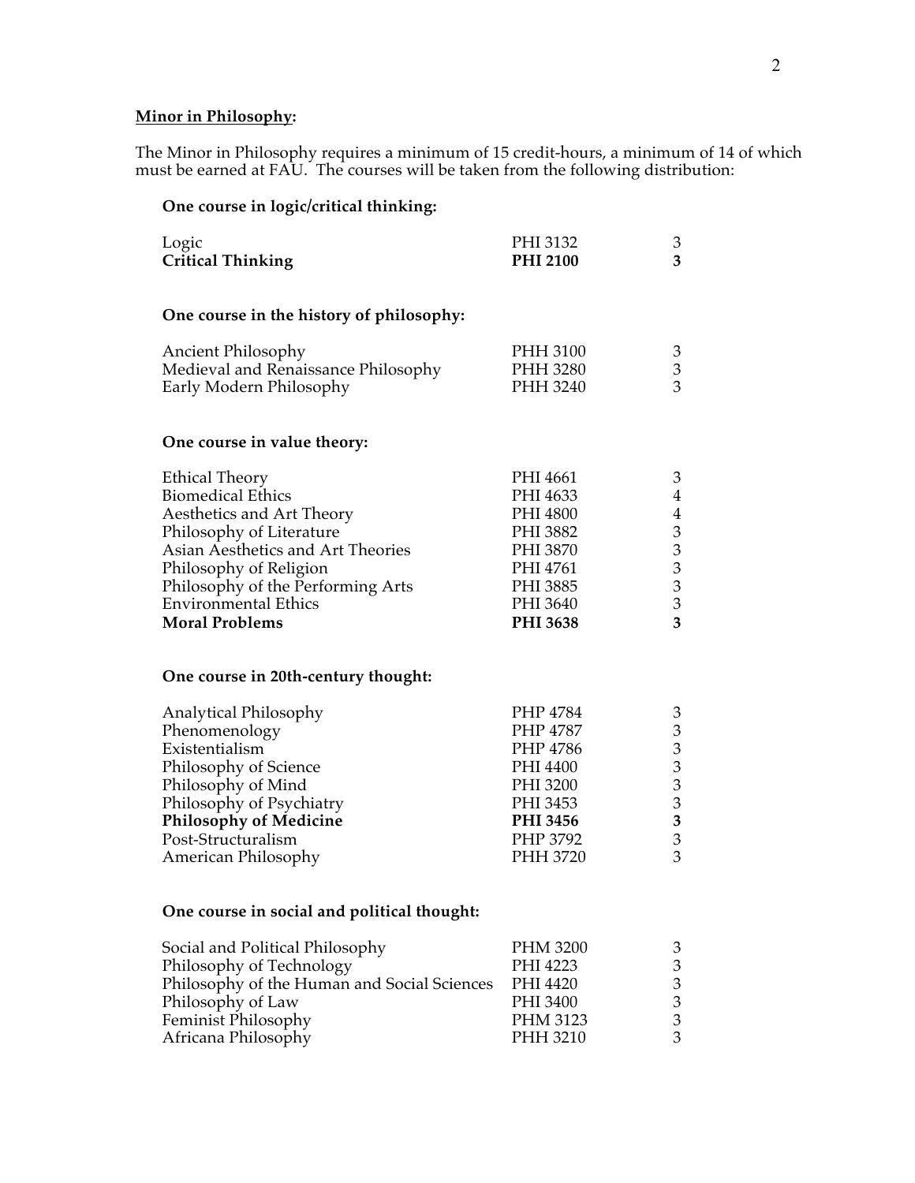## Minor in Philosophy:

The Minor in Philosophy requires a minimum of 15 credit-hours, a minimum of 14 of which must be earned at FAU. The courses will be taken from the following distribution:

### One course in logic/critical thinking:

| | | |
|---|---|---|
| Logic | PHI 3132 | 3 |
| **Critical Thinking** | **PHI 2100** | **3** |

### One course in the history of philosophy:

| | | |
|---|---|---|
| Ancient Philosophy | PHH 3100 | 3 |
| Medieval and Renaissance Philosophy | PHH 3280 | 3 |
| Early Modern Philosophy | PHH 3240 | 3 |

### One course in value theory:

| | | |
|---|---|---|
| Ethical Theory | PHI 4661 | 3 |
| Biomedical Ethics | PHI 4633 | 4 |
| Aesthetics and Art Theory | PHI 4800 | 4 |
| Philosophy of Literature | PHI 3882 | 3 |
| Asian Aesthetics and Art Theories | PHI 3870 | 3 |
| Philosophy of Religion | PHI 4761 | 3 |
| Philosophy of the Performing Arts | PHI 3885 | 3 |
| Environmental Ethics | PHI 3640 | 3 |
| **Moral Problems** | **PHI 3638** | **3** |

### One course in 20th-century thought:

| | | |
|---|---|---|
| Analytical Philosophy | PHP 4784 | 3 |
| Phenomenology | PHP 4787 | 3 |
| Existentialism | PHP 4786 | 3 |
| Philosophy of Science | PHI 4400 | 3 |
| Philosophy of Mind | PHI 3200 | 3 |
| Philosophy of Psychiatry | PHI 3453 | 3 |
| **Philosophy of Medicine** | **PHI 3456** | **3** |
| Post-Structuralism | PHP 3792 | 3 |
| American Philosophy | PHH 3720 | 3 |

### One course in social and political thought:

| | | |
|---|---|---|
| Social and Political Philosophy | PHM 3200 | 3 |
| Philosophy of Technology | PHI 4223 | 3 |
| Philosophy of the Human and Social Sciences | PHI 4420 | 3 |
| Philosophy of Law | PHI 3400 | 3 |
| Feminist Philosophy | PHM 3123 | 3 |
| Africana Philosophy | PHH 3210 | 3 |